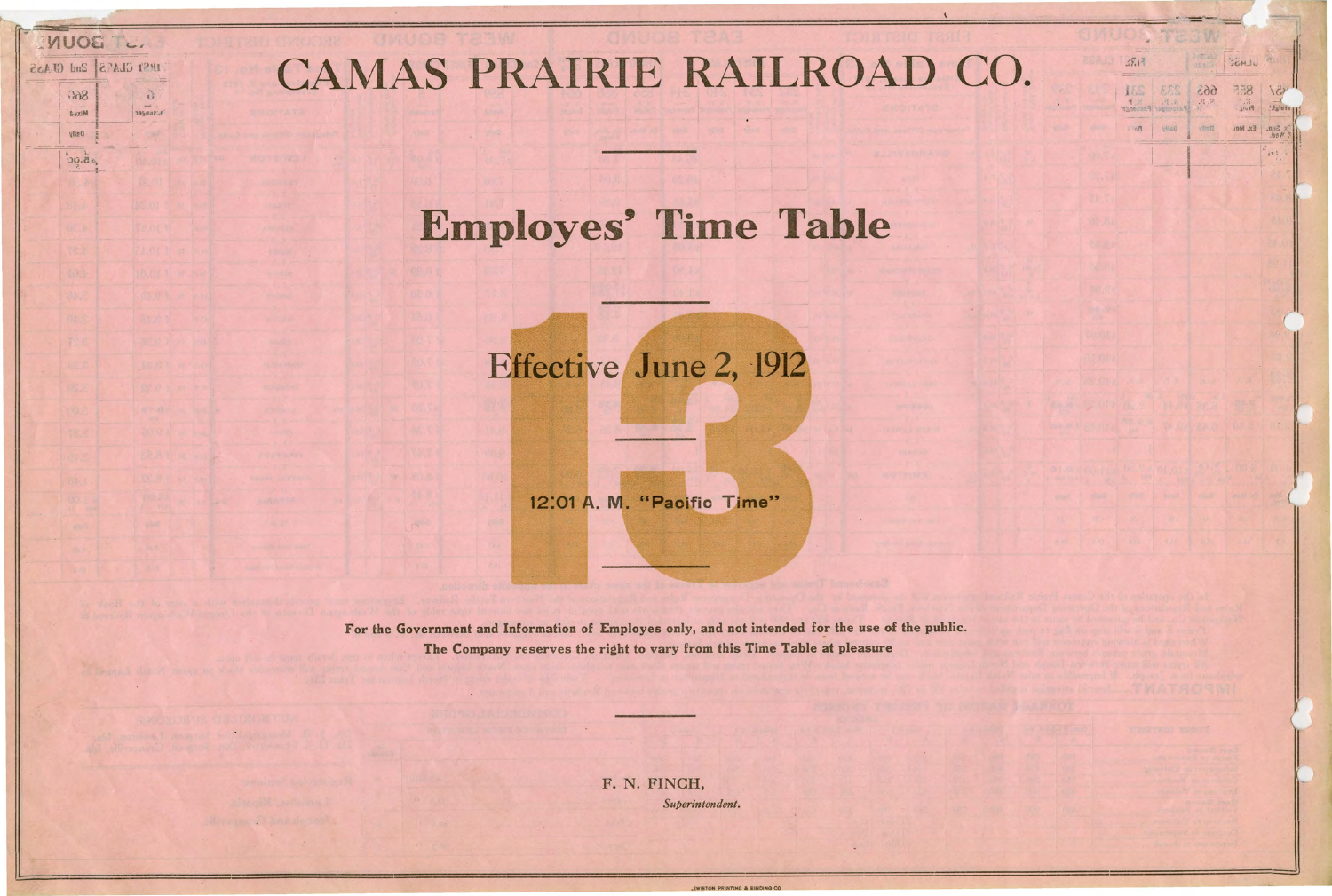# CAMAS PRAIRIE RAILROAD CO.

---

## Employes' Time Table

---

13

Effective June 2, 1912

---

12:01 A. M. "Pacific Time"

---

**For the Government and Information of Employes only, and not intended for the use of the public.**

**The Company reserves the right to vary from this Time Table at pleasure**

---

F. N. FINCH,

*Superintendent.*

LEWISTON PRINTING & BINDING CO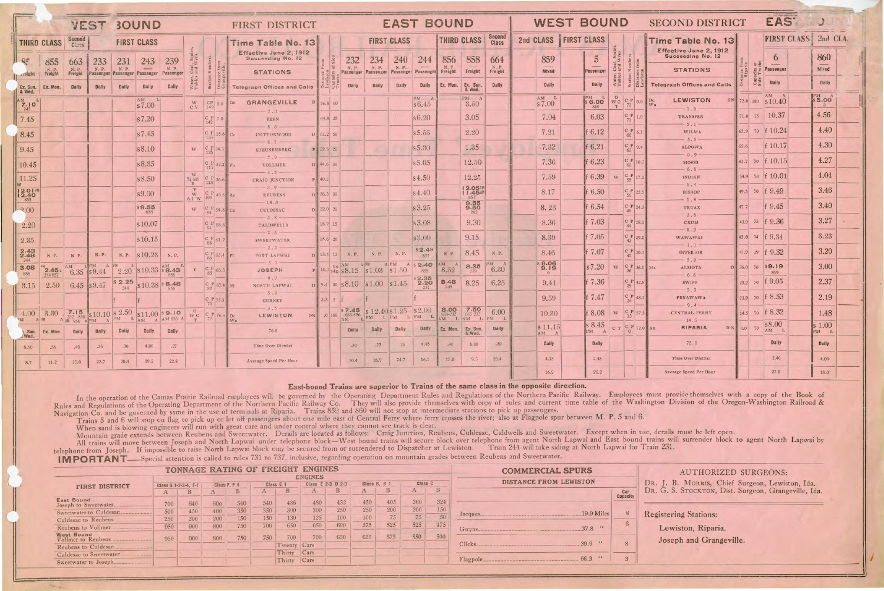# FIRST DISTRICT

## Time Table No. 13

Effective June 2, 1912
Succeeding No. 12

| WEST BOUND — THIRD CLASS 85 Freight | Second Class 855 N.P. Freight | FIRST CLASS 663 N.P. Freight | 233 N.P. Passenger | 231 N.P. Passenger | 243 Passenger | 239 N.P. Passenger | Water, Coal, Scales, Tables and Wyes | Station Numbers | Distance from Grangeville | Telegraph Offices and Calls | STATIONS | Distance from Lewiston | Capacity of Side Track | EAST BOUND — FIRST CLASS 232 N.P. Passenger | 234 N.P. Passenger | 240 N.P. Passenger | 244 Passenger | THIRD CLASS 856 N.P. Freight | 858 Freight | Second Class 664 N.P. Freight |
|---|---|---|---|---|---|---|---|---|---|---|---|---|---|---|---|---|---|---|---|---|
| Ex. Sun. & Wed. | Ex. Mon. | Daily | Daily | Daily | Daily | Daily | | | | | | | | Daily | Daily | Daily | Daily | Ex. Mon. | Ex. Sun. & Wed. | Daily |
| AM L 7.10 (243) | | | | | AM L s7.00 | | W CY | CP 149 | 0.0 | Ge | GRANGEVILLE D | 76.8 | 60 | | | | PM A s6.45 | | PM A 3.50 | |
| | | | | | | | | | | | 7.0 | | | | | | | | | |
| 7.45 | | | | | s7.20 | | | CP 142 | 7.0 | | FENN | 69.8 | 35 | | | | s6.20 | | 3.05 | |
| | | | | | | | | | | | 8.6 | | | | | | | | | |
| 8.45 | | | | | s7.45 | | | CP 133 | 15.6 | Co | COTTONWOOD D | 61.2 | 50 | | | | s5.55 | | 2.20 | |
| | | | | | | | | | | | 8.7 | | | | | | | | | |
| 9.45 | | | | | s8.10 | | W | CP 125 | 24.3 | | STEUNENBERG P | 52.5 | 20 | | | | s5.30 | | 1.35 | |
| | | | | | | | | | | | 7.9 | | | | | | | | | |
| 10.45 | | | | | s8.35 | | | CP 117 | 32.2 | Vo | VOLLMER D | 44.6 | 30 | | | | s5.05 | | 12.50 | |
| | | | | | | | | | | | 4.4 | | | | | | | | | |
| 11.25 AM | | | | | s8.50 | | W 3/4 Ml S | CP 113 | 36.6 | | CRAIG JUNCTION P | 40.2 | | | | | s4.50 | | 12.25 | |
| | | | | | | | | | | | 3.9 | | | | | | | | | |
| 12.01 PM 12.40 (858) | | | | | s9.00 | | Y W 6.1 W | CP 109 | 40.5 | Rn | REUBENS D | 36.3 | 30 | | | | s4.40 | | 12.05 PM 11.45 AM (857) | |
| | | | | | | | | | | | 14.3 | | | | | | | | | |
| 2.00 | | | | | s9.55 (858) | | W | CP 94 | 54.8 | Cs | CULDESAC D | 22.0 | 20 | | | | s3.25 | | 9.55 9.50 (243) | |
| | | | | | | | | | | | 3.8 | | | | | | | | | |
| 2.20 | | | | | s10.07 | | | CP 91 | 58.6 | | CALDWELLS D | 18.2 | 15 | | | | s3.08 | | 9.30 | |
| | | | | | | | | | | | 2.6 | | | | | | | | | |
| 2.35 | | | | | s10.15 | | | CP 88 | 61.2 | | SWEETWATER | 15.6 | 20 | | | | s3.00 | | 9.15 | |
| | | | | | | | | | | | 2.2 | | | | | | | | | |
| 2.43 2.48 (244) | N. P. | N. P. | N. P. | N. P. | s10.23 | N. P. | | CP 86 | 63.4 | Fl | FORT LAPWAI D | 13.4 | 12 | N. P. | N. P. | N. P. | s2.48 (857) | N. P. | 8.45 | N. P. |
| | | | | | | | | | | | 3.1 | | | | | | | | | |
| 3.08 (855) | AM L 2.45 (244 857) | 6.35 | PM L s9.44 | PM L 2.20 | AM L s10.33 | AM L s8.43 (858) | Y | CP 83 | 66.5 | | JOSEPH P | 10.3 | No 842 | AM A s8.15 | PM A s1.03 | PM A s1.50 | s2.40 (855) | AM A 8.52 | 8.35 (239) | PM A 6.30 |
| | | | | | | | | | | | 0.9 | | | | | | | | | |
| 3.15 | 2.50 | 6.45 | s9.47 | s2.25 (244) | s10.38 | s8.48 (856) | | CP 82 | 67.4 | Nl | NORTH LAPWAI D | 9.4 | 50 | s8.10 | s1.00 | s1.45 | s2.35 2.20 (231) | 8.48 (239) | 8.25 | 6.25 |
| | | | | | | | | | | | 5.9 | | | | | | | | | |
| | | | | f | | | | CP 76 | 73.3 | | GURNEY | 3.5 | 2 | f | f | | f | | | |
| | | | | | | | | | | | 3.5 | | | | | | | | | |
| AM A 4.00 | A 3.30 | A 7.15 (232 858 856 PM) | A s10.10 | PM A s2.50 | AM A s11.00 | AM 856 A s9.10 | WC T | CP 72 | 76.8 | De Wn | LEWISTON DN | 0.0 | 180 | AM L s7.45 (663-856) | PM L s12.40 | PM L s1.25 | PM L s2.00 (855) | AM L 8.00 (663-232) | AM L 7.50 (663 232) | PM L 6.00 |
| Ex. Sun. & Wed. | Ex. Mon. | Daily | Daily | Daily | Daily | Daily | | | | | 76.8 | | | Daily | Daily | Daily | Daily | Ex. Mon. | Ex. Sun. & Wed. | Daily |
| 8.50 | .55 | .40 | .26 | .30 | 4.00 | .27 | | | | | Time Over District | | | .30 | .23 | .25 | 4.45 | .40 | 8.00 | .30 |
| 8.7 | 11.2 | 15.0 | 23.7 | 20.4 | 19.2 | 22.8 | | | | | Average Speed Per Hour | | | 20.4 | 26.9 | 24.7 | 16.1 | 15.0 | 9.5 | 20.4 |

# SECOND DISTRICT

## Time Table No. 13

Effective June 2, 1912
Succeeding No. 12

| WEST BOUND — 2nd CLASS 859 Mixed | FIRST CLASS 5 Passenger | Water, Coal, Scales, Tables and Wyes | Station Numbers | Distance from Lewiston | Telegraph Offices and Calls | STATIONS | Distance from Riparia | Capacity of Side Tracks | EAST BOUND — FIRST CLASS 6 Passenger | 2nd CLASS 860 Mixed |
|---|---|---|---|---|---|---|---|---|---|---|
| Daily | Daily | | | | | | | | Daily | Daily |
| AM L s7.00 | PM L s6.00 (860) | WC T | CP 72 | 0.0 | De Wn | LEWISTON DN | 72.0 | 180 | AM A s10.40 | PM A s5.00 (5) |
| | | | | | | 1.0 | | | | |
| 7.04 | 6.03 | | CP 71 | 1.0 | | TRANSFER | 71.0 | 15 | 10.37 | 4.56 |
| | | | | | | 5.1 | | | | |
| 7.21 | f 6.12 | | CP 66 | 6.1 | | WILMA | 65.9 | 70 | f 10.24 | 4.40 |
| | | | | | | 3.3 | | | | |
| 7.32 | f 6.21 | | CP 65 | 9.4 | | ALPOWA | 62.6 | | f 10.17 | 4.30 |
| | | | | | | 0.9 | | | | |
| 7.36 | f 6.23 | | CP 62 | 10.3 | | MOSES | 61.7 | 70 | f 10.15 | 4.27 |
| | | | | | | 6.8 | | | | |
| 7.59 | f 6.39 | W | CP 55 | 17.1 | | INDIAN | 54.9 | 70 | f 10.01 | 4.04 |
| | | | | | | 5.4 | | | | |
| 8.17 | f 6.50 | | CP 50 | 22.5 | | BISHOP | 49.5 | 70 | f 9.49 | 3.46 |
| | | | | | | 1.8 | | | | |
| 8.23 | f 6.54 | | CP 48 | 24.3 | | TRUAX | 47.7 | | f 9.45 | 3.40 |
| | | | | | | 3.8 | | | | |
| 8.36 | f 7.03 | | CP 44 | 28.1 | | CRUM | 43.9 | 75 | f 9.36 | 3.27 |
| | | | | | | 0.9 | | | | |
| 8.39 | f 7.05 | | CP 43 | 29.0 | | WAWAWAI | 43.0 | 14 | f 9.34 | 3.23 |
| | | | | | | 1.1 | | | | |
| 8.46 | f 7.07 | | CP 42 | 30.1 | | INTERIOR | 41.9 | 29 | f 9.32 | 3.20 |
| | | | | | | 5.9 | | | | |
| s9.06 9.19 (6) | s7.20 | W | CP 36 | 36.0 | Ma | ALMOTA D | 36.0 | 70 | s9.19 (859) | 3.00 |
| | | | | | | 6.8 | | | | |
| 9.41 | f 7.36 | | CP 29 | 42.8 | | SWIFT | 29.2 | 70 | f 9.05 | 2.37 |
| | | | | | | 5.3 | | | | |
| 9.59 | f 7.47 | | CP 24 | 48.1 | | PENAWAWA | 23.9 | 70 | f 8.53 | 2.19 |
| | | | | | | 9.4 | | | | |
| 10.30 | f 8.08 | W | CP 15 | 57.5 | | CENTRAL FERRY | 14.5 | 70 | f 8.32 | 1.48 |
| | | | | | | 14.5 | | | | |
| AM A s 11.15 | PM A s 8.45 | CY | CP 0 | 72.0 | Ax | RIPARIA DN | 0.0 | 70 | AM L s8.00 | PM L s 1.00 |
| Daily | Daily | | | | | 72.0 | | | Daily | Daily |
| 4.15 | 2.45 | | | | | Time Over District | | | 2.40 | 4.00 |
| 16.9 | 26.2 | | | | | Average Speed Per Hour | | | 27.0 | 18.0 |

**East-bound Trains are superior to Trains of the same class in the opposite direction.**

In the operation of the Camas Prairie Railroad employees will be governed by the Operating Department Rules and Regulations of the Northern Pacific Railway. Employees must provide themselves with a copy of the Book of Rules and Regulations of the Operating Department of the Northern Pacific Railway Co. They will also provide themselves with copy of rules and current time table of the Washington Division of the Oregon-Washington Railroad & Navigation Co. and be governed by same in the use of terminals at Riparia. Trains 859 and 860 will not stop at intermediate stations to pick up passengers.

Trains 5 and 6 will stop on flag to pick up or let off passengers about one mile east of Central Ferry where ferry crosses the river; also at Flagpole spur between M. P. 5 and 6.

When sand is blowing engineers will run with great care and under control where they cannot see track is clear.

Mountain grade extends between Reubens and Sweetwater. Derails are located as follows: Craig Junction, Reubens, Culdesac, Caldwells and Sweetwater. Except when in use, derails must be left open.

All trains will move between Joseph and North Lapwai under telephone block—West bound trains will secure block over telephone from agent North Lapwai and East bound trains will surrender block to agent North Lapwai by telephone from Joseph. If impossible to raise North Lapwai block may be secured from or surrendered to Dispatcher at Lewiston. Train 244 will take siding at North Lapwai for Train 231.

**IMPORTANT**—Special attention is called to rules 731 to 737, inclusive, regarding operation on mountain grades between Reubens and Sweetwater.

## TONNAGE RATING OF FREIGHT ENGINES

| FIRST DISTRICT | Class S 1-2-3-4, F-1 | | Class F, F 4 | | Class E 1 | | Class E 2-3 D 2-3 | | Class B, B 1 | | Class C | |
|---|---|---|---|---|---|---|---|---|---|---|---|---|
| | A | B | A | B | A | B | A | B | A | B | A | B |
| **East Bound** Joseph to Sweetwater | 700 | 640 | 600 | 540 | 540 | 486 | 480 | 432 | 450 | 405 | 360 | 324 |
| Sweetwater to Culdesac | 500 | 450 | 400 | 350 | 350 | 300 | 300 | 250 | 250 | 200 | 200 | 150 |
| Culdesac to Reubens | 250 | 200 | 200 | 150 | 150 | 130 | 125 | 100 | 100 | 75 | 75 | 50 |
| Reubens to Vollmer | 950 | 900 | 800 | 750 | 700 | 650 | 650 | 600 | 575 | 525 | 525 | 475 |
| **West Bound** Vollmer to Reubens | 950 | 900 | 800 | 750 | 750 | 700 | 700 | 650 | 625 | 575 | 550 | 500 |
| Reubens to Culdesac | | | | | | Twenty | Cars | | | | | |
| Culdesac to Sweetwater | | | | | | Thirty | Cars | | | | | |
| Sweetwater to Joseph | | | | | | Thirty | Cars | | | | | |

## COMMERCIAL SPURS

| DISTANCE FROM LEWISTON | | Car Capacity |
|---|---|---|
| Jacques | 19.9 Miles | 8 |
| Gwyns | 37.8 " | 6 |
| Clicks | 39.9 " | 8 |
| Flagpole | 66.3 " | 3 |

## AUTHORIZED SURGEONS:

DR. J. B. MORRIS, Chief Surgeon, Lewiston, Ida.
DR. G. S. STOCKTON, Dist. Surgeon, Grangeville, Ida.

Registering Stations:

Lewiston, Riparia.
Joseph and Grangeville.